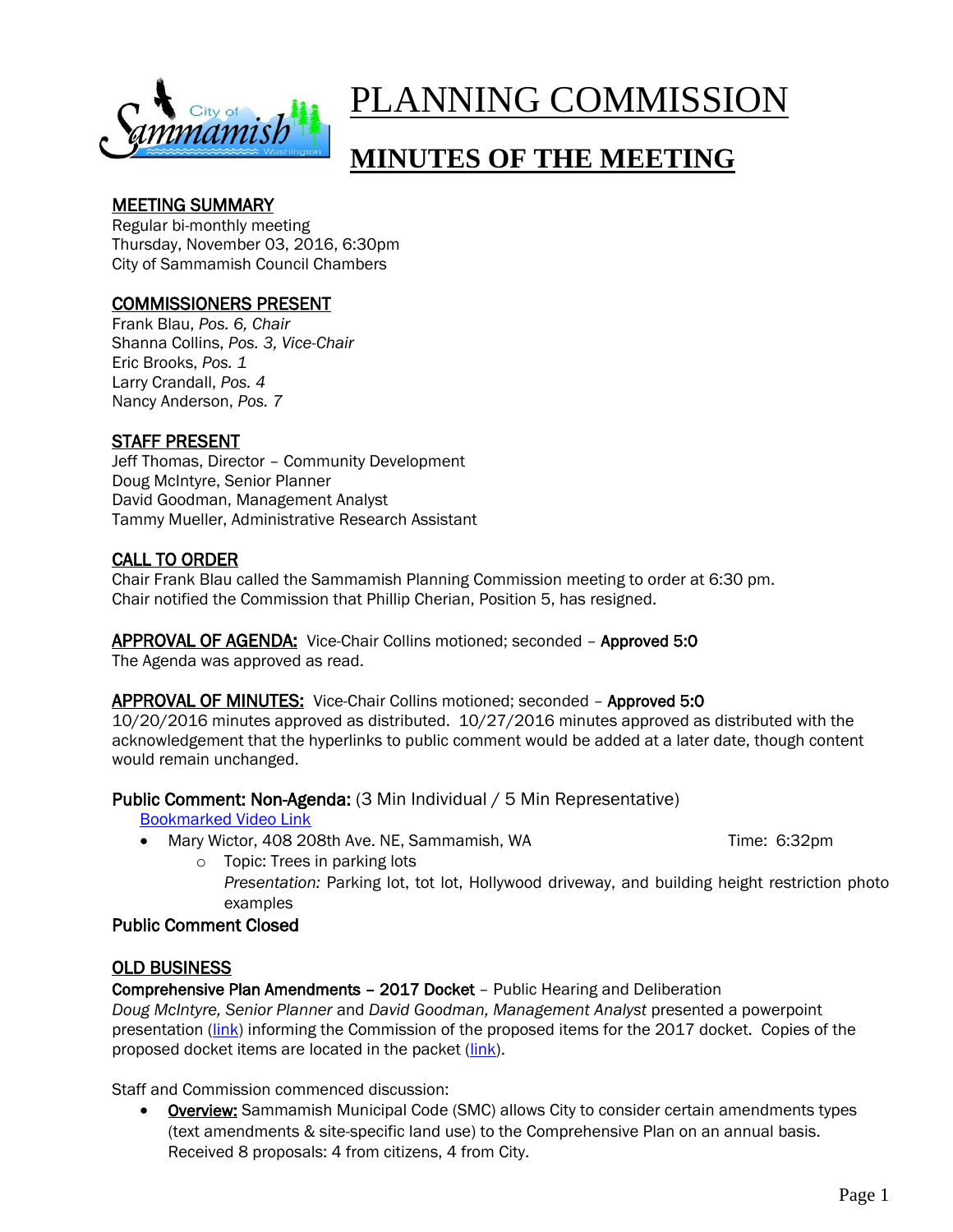# PLANNING COMMISSION

## MINUTES OF THE MEETING

### MEETING SUMMARY

Regular bi-monthly meeting
Thursday, November 03, 2016, 6:30pm
City of Sammamish Council Chambers

### COMMISSIONERS PRESENT

Frank Blau, *Pos. 6, Chair*
Shanna Collins, *Pos. 3, Vice-Chair*
Eric Brooks, *Pos. 1*
Larry Crandall, *Pos. 4*
Nancy Anderson, *Pos. 7*

### STAFF PRESENT

Jeff Thomas, Director – Community Development
Doug McIntyre, Senior Planner
David Goodman, Management Analyst
Tammy Mueller, Administrative Research Assistant

### CALL TO ORDER

Chair Frank Blau called the Sammamish Planning Commission meeting to order at 6:30 pm.
Chair notified the Commission that Phillip Cherian, Position 5, has resigned.

**APPROVAL OF AGENDA:** Vice-Chair Collins motioned; seconded – **Approved 5:0**
The Agenda was approved as read.

**APPROVAL OF MINUTES:** Vice-Chair Collins motioned; seconded – **Approved 5:0**
10/20/2016 minutes approved as distributed. 10/27/2016 minutes approved as distributed with the acknowledgement that the hyperlinks to public comment would be added at a later date, though content would remain unchanged.

**Public Comment: Non-Agenda:** (3 Min Individual / 5 Min Representative)

Bookmarked Video Link

- Mary Wictor, 408 208th Ave. NE, Sammamish, WA — Time: 6:32pm
  - Topic: Trees in parking lots
    *Presentation:* Parking lot, tot lot, Hollywood driveway, and building height restriction photo examples

**Public Comment Closed**

### OLD BUSINESS

**Comprehensive Plan Amendments – 2017 Docket** – Public Hearing and Deliberation
*Doug McIntyre, Senior Planner* and *David Goodman, Management Analyst* presented a powerpoint presentation (link) informing the Commission of the proposed items for the 2017 docket. Copies of the proposed docket items are located in the packet (link).

Staff and Commission commenced discussion:

- **Overview:** Sammamish Municipal Code (SMC) allows City to consider certain amendments types (text amendments & site-specific land use) to the Comprehensive Plan on an annual basis. Received 8 proposals: 4 from citizens, 4 from City.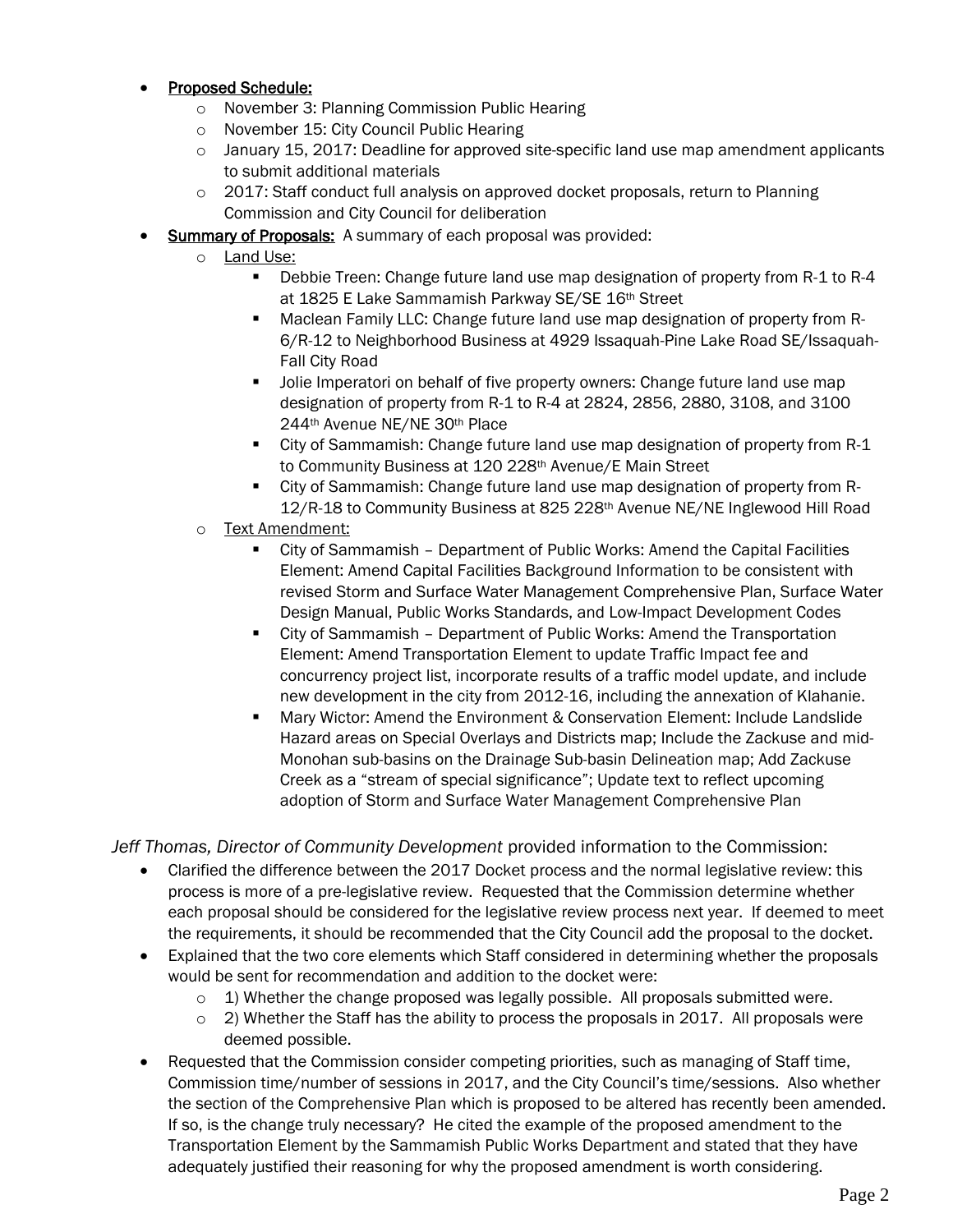- **Proposed Schedule:**
  - November 3: Planning Commission Public Hearing
  - November 15: City Council Public Hearing
  - January 15, 2017: Deadline for approved site-specific land use map amendment applicants to submit additional materials
  - 2017: Staff conduct full analysis on approved docket proposals, return to Planning Commission and City Council for deliberation
- **Summary of Proposals:** A summary of each proposal was provided:
  - Land Use:
    - Debbie Treen: Change future land use map designation of property from R-1 to R-4 at 1825 E Lake Sammamish Parkway SE/SE 16th Street
    - Maclean Family LLC: Change future land use map designation of property from R-6/R-12 to Neighborhood Business at 4929 Issaquah-Pine Lake Road SE/Issaquah-Fall City Road
    - Jolie Imperatori on behalf of five property owners: Change future land use map designation of property from R-1 to R-4 at 2824, 2856, 2880, 3108, and 3100 244th Avenue NE/NE 30th Place
    - City of Sammamish: Change future land use map designation of property from R-1 to Community Business at 120 228th Avenue/E Main Street
    - City of Sammamish: Change future land use map designation of property from R-12/R-18 to Community Business at 825 228th Avenue NE/NE Inglewood Hill Road
  - Text Amendment:
    - City of Sammamish – Department of Public Works: Amend the Capital Facilities Element: Amend Capital Facilities Background Information to be consistent with revised Storm and Surface Water Management Comprehensive Plan, Surface Water Design Manual, Public Works Standards, and Low-Impact Development Codes
    - City of Sammamish – Department of Public Works: Amend the Transportation Element: Amend Transportation Element to update Traffic Impact fee and concurrency project list, incorporate results of a traffic model update, and include new development in the city from 2012-16, including the annexation of Klahanie.
    - Mary Wictor: Amend the Environment & Conservation Element: Include Landslide Hazard areas on Special Overlays and Districts map; Include the Zackuse and mid-Monohan sub-basins on the Drainage Sub-basin Delineation map; Add Zackuse Creek as a "stream of special significance"; Update text to reflect upcoming adoption of Storm and Surface Water Management Comprehensive Plan

*Jeff Thomas, Director of Community Development* provided information to the Commission:

- Clarified the difference between the 2017 Docket process and the normal legislative review: this process is more of a pre-legislative review. Requested that the Commission determine whether each proposal should be considered for the legislative review process next year. If deemed to meet the requirements, it should be recommended that the City Council add the proposal to the docket.
- Explained that the two core elements which Staff considered in determining whether the proposals would be sent for recommendation and addition to the docket were:
  - 1) Whether the change proposed was legally possible. All proposals submitted were.
  - 2) Whether the Staff has the ability to process the proposals in 2017. All proposals were deemed possible.
- Requested that the Commission consider competing priorities, such as managing of Staff time, Commission time/number of sessions in 2017, and the City Council's time/sessions. Also whether the section of the Comprehensive Plan which is proposed to be altered has recently been amended. If so, is the change truly necessary? He cited the example of the proposed amendment to the Transportation Element by the Sammamish Public Works Department and stated that they have adequately justified their reasoning for why the proposed amendment is worth considering.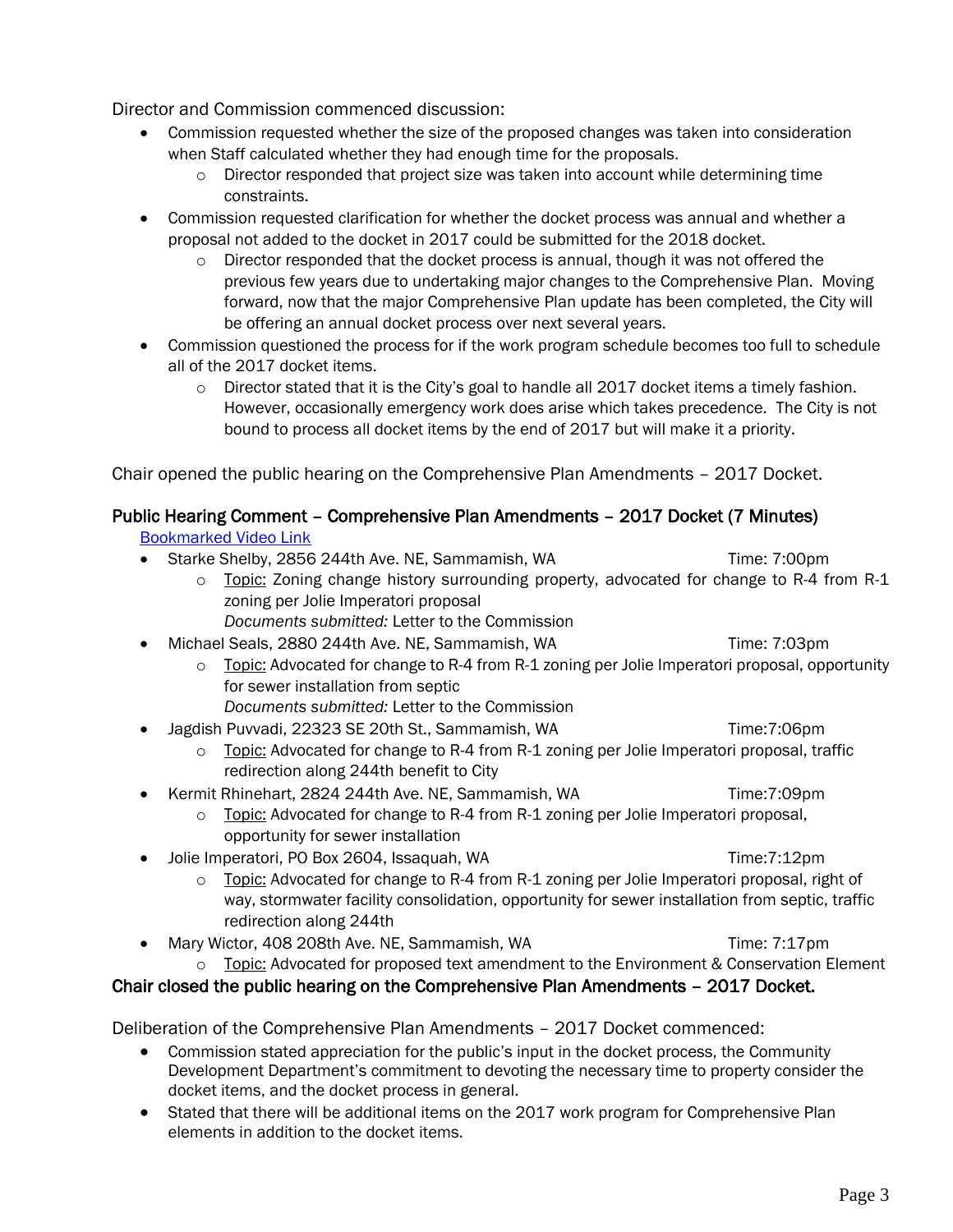Director and Commission commenced discussion:

- Commission requested whether the size of the proposed changes was taken into consideration when Staff calculated whether they had enough time for the proposals.
  - Director responded that project size was taken into account while determining time constraints.
- Commission requested clarification for whether the docket process was annual and whether a proposal not added to the docket in 2017 could be submitted for the 2018 docket.
  - Director responded that the docket process is annual, though it was not offered the previous few years due to undertaking major changes to the Comprehensive Plan. Moving forward, now that the major Comprehensive Plan update has been completed, the City will be offering an annual docket process over next several years.
- Commission questioned the process for if the work program schedule becomes too full to schedule all of the 2017 docket items.
  - Director stated that it is the City's goal to handle all 2017 docket items a timely fashion. However, occasionally emergency work does arise which takes precedence. The City is not bound to process all docket items by the end of 2017 but will make it a priority.

Chair opened the public hearing on the Comprehensive Plan Amendments – 2017 Docket.

## Public Hearing Comment – Comprehensive Plan Amendments – 2017 Docket (7 Minutes)

[Bookmarked Video Link]

- Starke Shelby, 2856 244th Ave. NE, Sammamish, WA — Time: 7:00pm
  - Topic: Zoning change history surrounding property, advocated for change to R-4 from R-1 zoning per Jolie Imperatori proposal
    *Documents submitted:* Letter to the Commission
- Michael Seals, 2880 244th Ave. NE, Sammamish, WA — Time: 7:03pm
  - Topic: Advocated for change to R-4 from R-1 zoning per Jolie Imperatori proposal, opportunity for sewer installation from septic
    *Documents submitted:* Letter to the Commission
- Jagdish Puvvadi, 22323 SE 20th St., Sammamish, WA — Time:7:06pm
  - Topic: Advocated for change to R-4 from R-1 zoning per Jolie Imperatori proposal, traffic redirection along 244th benefit to City
- Kermit Rhinehart, 2824 244th Ave. NE, Sammamish, WA — Time:7:09pm
  - Topic: Advocated for change to R-4 from R-1 zoning per Jolie Imperatori proposal, opportunity for sewer installation
- Jolie Imperatori, PO Box 2604, Issaquah, WA — Time:7:12pm
  - Topic: Advocated for change to R-4 from R-1 zoning per Jolie Imperatori proposal, right of way, stormwater facility consolidation, opportunity for sewer installation from septic, traffic redirection along 244th
- Mary Wictor, 408 208th Ave. NE, Sammamish, WA — Time: 7:17pm
  - Topic: Advocated for proposed text amendment to the Environment & Conservation Element

**Chair closed the public hearing on the Comprehensive Plan Amendments – 2017 Docket.**

Deliberation of the Comprehensive Plan Amendments – 2017 Docket commenced:

- Commission stated appreciation for the public's input in the docket process, the Community Development Department's commitment to devoting the necessary time to property consider the docket items, and the docket process in general.
- Stated that there will be additional items on the 2017 work program for Comprehensive Plan elements in addition to the docket items.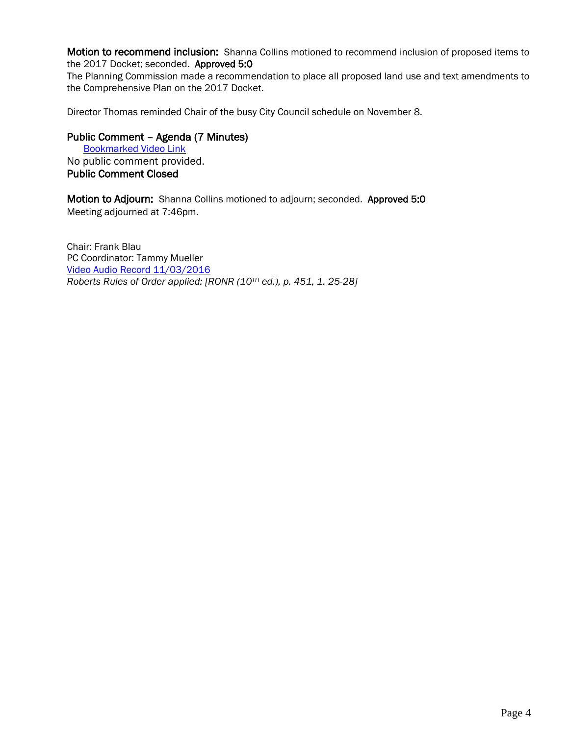**Motion to recommend inclusion:** Shanna Collins motioned to recommend inclusion of proposed items to the 2017 Docket; seconded. **Approved 5:0**
The Planning Commission made a recommendation to place all proposed land use and text amendments to the Comprehensive Plan on the 2017 Docket.

Director Thomas reminded Chair of the busy City Council schedule on November 8.

**Public Comment – Agenda (7 Minutes)**
Bookmarked Video Link
No public comment provided.
**Public Comment Closed**

**Motion to Adjourn:** Shanna Collins motioned to adjourn; seconded. **Approved 5:0**
Meeting adjourned at 7:46pm.

Chair: Frank Blau
PC Coordinator: Tammy Mueller
Video Audio Record 11/03/2016
*Roberts Rules of Order applied: [RONR (10TH ed.), p. 451, 1. 25-28]*